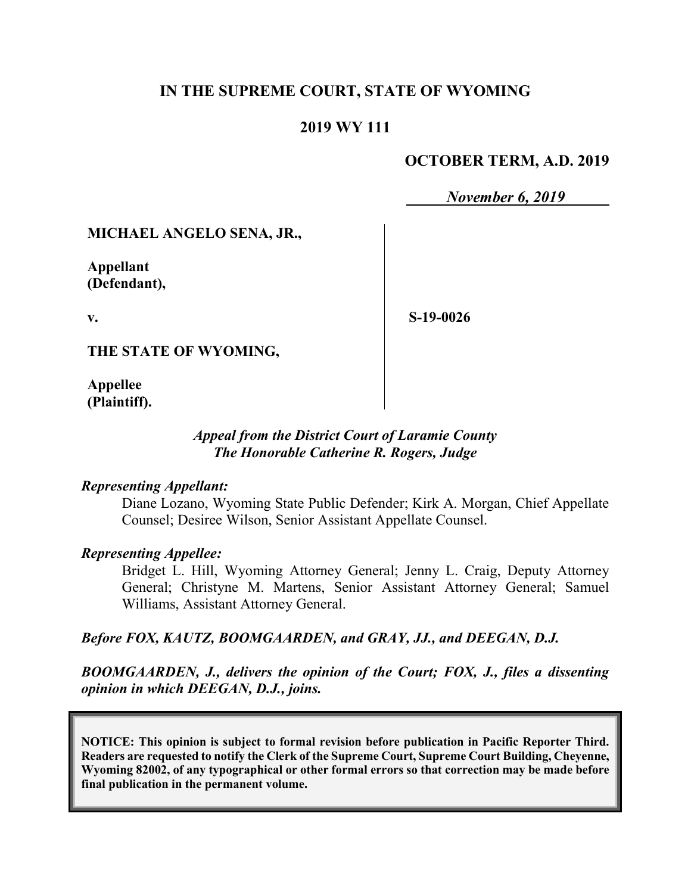# IN THE SUPREME COURT, STATE OF WYOMING

## 2019 WY 111

**OCTOBER TERM, A.D. 2019**

*November 6, 2019*

| | |
|---|---|
| **MICHAEL ANGELO SENA, JR.,**<br><br>**Appellant (Defendant),**<br><br>**v.**<br><br>**THE STATE OF WYOMING,**<br><br>**Appellee (Plaintiff).** | **S-19-0026** |

***Appeal from the District Court of Laramie County***
***The Honorable Catherine R. Rogers, Judge***

***Representing Appellant:***

Diane Lozano, Wyoming State Public Defender; Kirk A. Morgan, Chief Appellate Counsel; Desiree Wilson, Senior Assistant Appellate Counsel.

***Representing Appellee:***

Bridget L. Hill, Wyoming Attorney General; Jenny L. Craig, Deputy Attorney General; Christyne M. Martens, Senior Assistant Attorney General; Samuel Williams, Assistant Attorney General.

***Before FOX, KAUTZ, BOOMGAARDEN, and GRAY, JJ., and DEEGAN, D.J.***

***BOOMGAARDEN, J., delivers the opinion of the Court; FOX, J., files a dissenting opinion in which DEEGAN, D.J., joins.***

**NOTICE: This opinion is subject to formal revision before publication in Pacific Reporter Third. Readers are requested to notify the Clerk of the Supreme Court, Supreme Court Building, Cheyenne, Wyoming 82002, of any typographical or other formal errors so that correction may be made before final publication in the permanent volume.**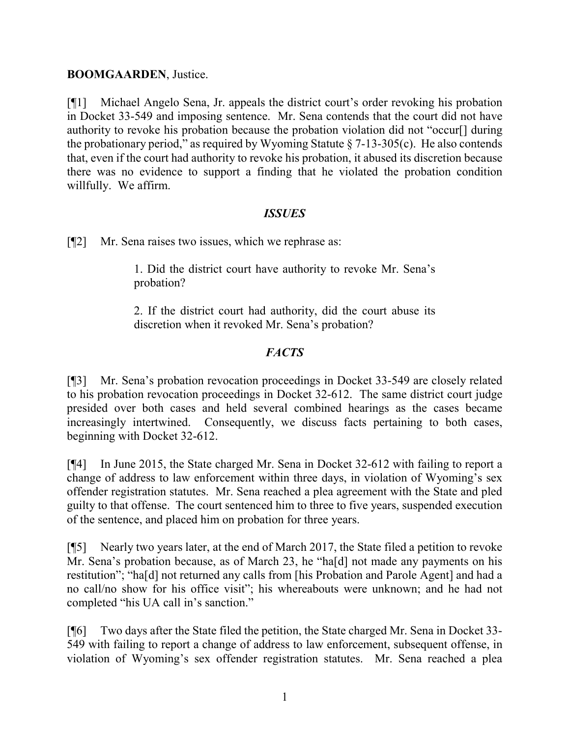**BOOMGAARDEN**, Justice.

[¶1] Michael Angelo Sena, Jr. appeals the district court's order revoking his probation in Docket 33-549 and imposing sentence. Mr. Sena contends that the court did not have authority to revoke his probation because the probation violation did not "occur[] during the probationary period," as required by Wyoming Statute § 7-13-305(c). He also contends that, even if the court had authority to revoke his probation, it abused its discretion because there was no evidence to support a finding that he violated the probation condition willfully. We affirm.

## *ISSUES*

[¶2] Mr. Sena raises two issues, which we rephrase as:

> 1. Did the district court have authority to revoke Mr. Sena's probation?
>
> 2. If the district court had authority, did the court abuse its discretion when it revoked Mr. Sena's probation?

## *FACTS*

[¶3] Mr. Sena's probation revocation proceedings in Docket 33-549 are closely related to his probation revocation proceedings in Docket 32-612. The same district court judge presided over both cases and held several combined hearings as the cases became increasingly intertwined. Consequently, we discuss facts pertaining to both cases, beginning with Docket 32-612.

[¶4] In June 2015, the State charged Mr. Sena in Docket 32-612 with failing to report a change of address to law enforcement within three days, in violation of Wyoming's sex offender registration statutes. Mr. Sena reached a plea agreement with the State and pled guilty to that offense. The court sentenced him to three to five years, suspended execution of the sentence, and placed him on probation for three years.

[¶5] Nearly two years later, at the end of March 2017, the State filed a petition to revoke Mr. Sena's probation because, as of March 23, he "ha[d] not made any payments on his restitution"; "ha[d] not returned any calls from [his Probation and Parole Agent] and had a no call/no show for his office visit"; his whereabouts were unknown; and he had not completed "his UA call in's sanction."

[¶6] Two days after the State filed the petition, the State charged Mr. Sena in Docket 33-549 with failing to report a change of address to law enforcement, subsequent offense, in violation of Wyoming's sex offender registration statutes. Mr. Sena reached a plea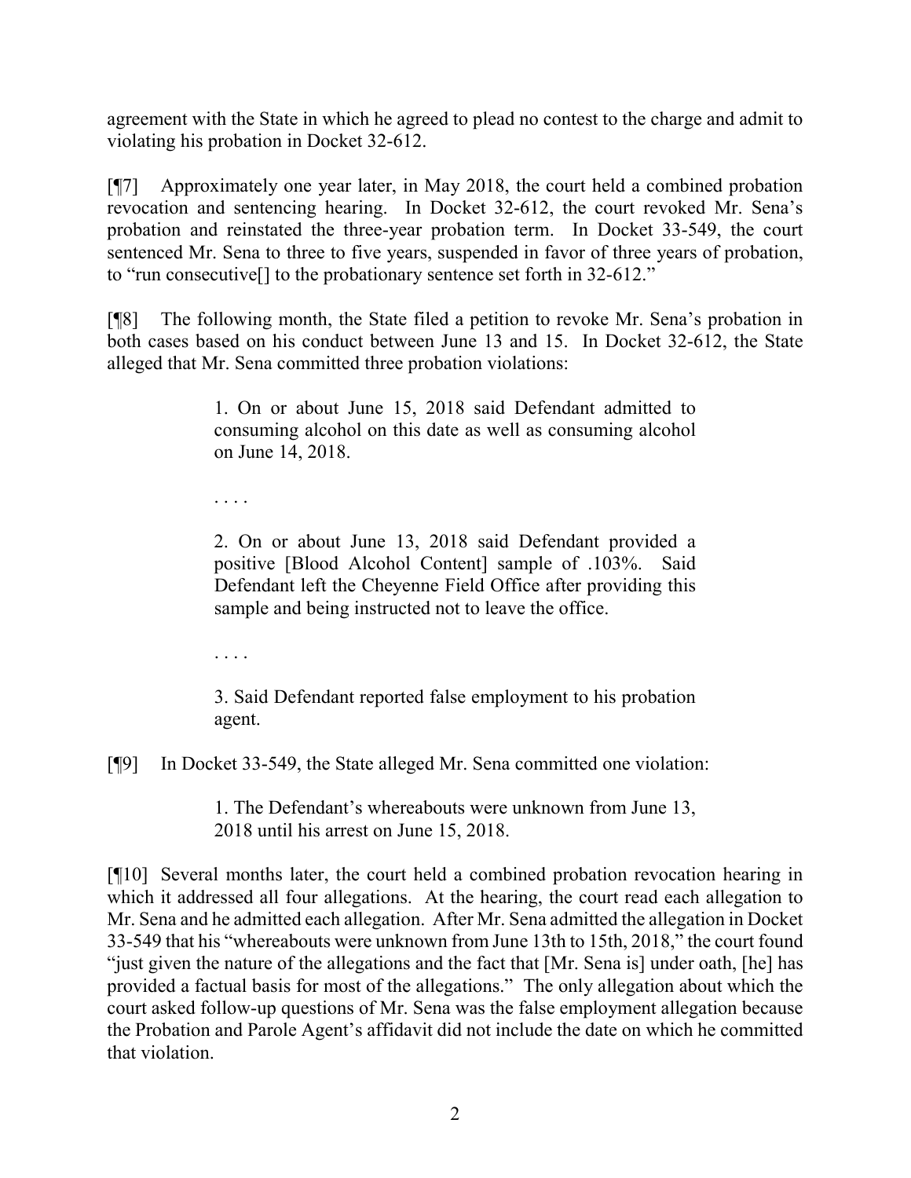agreement with the State in which he agreed to plead no contest to the charge and admit to violating his probation in Docket 32-612.

[¶7] Approximately one year later, in May 2018, the court held a combined probation revocation and sentencing hearing. In Docket 32-612, the court revoked Mr. Sena's probation and reinstated the three-year probation term. In Docket 33-549, the court sentenced Mr. Sena to three to five years, suspended in favor of three years of probation, to "run consecutive[] to the probationary sentence set forth in 32-612."

[¶8] The following month, the State filed a petition to revoke Mr. Sena's probation in both cases based on his conduct between June 13 and 15. In Docket 32-612, the State alleged that Mr. Sena committed three probation violations:

> 1. On or about June 15, 2018 said Defendant admitted to consuming alcohol on this date as well as consuming alcohol on June 14, 2018.
>
> . . . .
>
> 2. On or about June 13, 2018 said Defendant provided a positive [Blood Alcohol Content] sample of .103%. Said Defendant left the Cheyenne Field Office after providing this sample and being instructed not to leave the office.
>
> . . . .
>
> 3. Said Defendant reported false employment to his probation agent.

[¶9] In Docket 33-549, the State alleged Mr. Sena committed one violation:

> 1. The Defendant's whereabouts were unknown from June 13, 2018 until his arrest on June 15, 2018.

[¶10] Several months later, the court held a combined probation revocation hearing in which it addressed all four allegations. At the hearing, the court read each allegation to Mr. Sena and he admitted each allegation. After Mr. Sena admitted the allegation in Docket 33-549 that his "whereabouts were unknown from June 13th to 15th, 2018," the court found "just given the nature of the allegations and the fact that [Mr. Sena is] under oath, [he] has provided a factual basis for most of the allegations." The only allegation about which the court asked follow-up questions of Mr. Sena was the false employment allegation because the Probation and Parole Agent's affidavit did not include the date on which he committed that violation.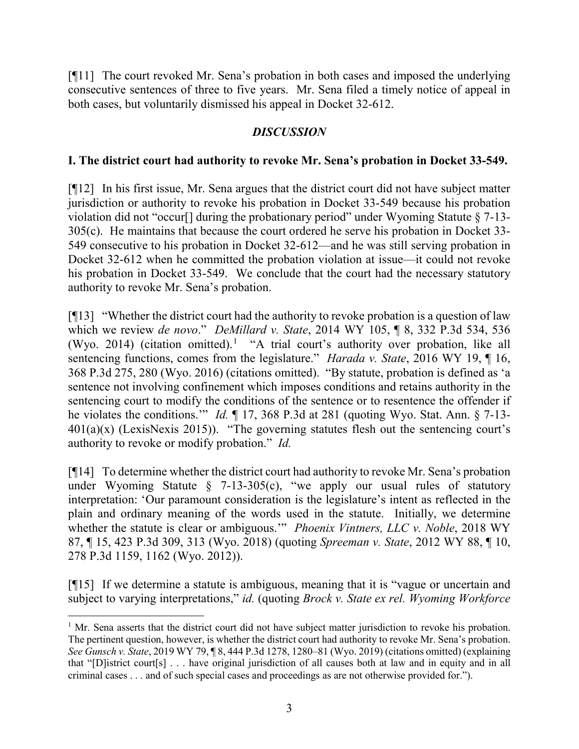[¶11] The court revoked Mr. Sena's probation in both cases and imposed the underlying consecutive sentences of three to five years. Mr. Sena filed a timely notice of appeal in both cases, but voluntarily dismissed his appeal in Docket 32-612.

## *DISCUSSION*

### I. The district court had authority to revoke Mr. Sena's probation in Docket 33-549.

[¶12] In his first issue, Mr. Sena argues that the district court did not have subject matter jurisdiction or authority to revoke his probation in Docket 33-549 because his probation violation did not "occur[] during the probationary period" under Wyoming Statute § 7-13-305(c). He maintains that because the court ordered he serve his probation in Docket 33-549 consecutive to his probation in Docket 32-612—and he was still serving probation in Docket 32-612 when he committed the probation violation at issue—it could not revoke his probation in Docket 33-549. We conclude that the court had the necessary statutory authority to revoke Mr. Sena's probation.

[¶13] "Whether the district court had the authority to revoke probation is a question of law which we review *de novo*." *DeMillard v. State*, 2014 WY 105, ¶ 8, 332 P.3d 534, 536 (Wyo. 2014) (citation omitted).[1] "A trial court's authority over probation, like all sentencing functions, comes from the legislature." *Harada v. State*, 2016 WY 19, ¶ 16, 368 P.3d 275, 280 (Wyo. 2016) (citations omitted). "By statute, probation is defined as 'a sentence not involving confinement which imposes conditions and retains authority in the sentencing court to modify the conditions of the sentence or to resentence the offender if he violates the conditions.'" *Id.* ¶ 17, 368 P.3d at 281 (quoting Wyo. Stat. Ann. § 7-13-401(a)(x) (LexisNexis 2015)). "The governing statutes flesh out the sentencing court's authority to revoke or modify probation." *Id.*

[¶14] To determine whether the district court had authority to revoke Mr. Sena's probation under Wyoming Statute § 7-13-305(c), "we apply our usual rules of statutory interpretation: 'Our paramount consideration is the legislature's intent as reflected in the plain and ordinary meaning of the words used in the statute. Initially, we determine whether the statute is clear or ambiguous.'" *Phoenix Vintners, LLC v. Noble*, 2018 WY 87, ¶ 15, 423 P.3d 309, 313 (Wyo. 2018) (quoting *Spreeman v. State*, 2012 WY 88, ¶ 10, 278 P.3d 1159, 1162 (Wyo. 2012)).

[¶15] If we determine a statute is ambiguous, meaning that it is "vague or uncertain and subject to varying interpretations," *id.* (quoting *Brock v. State ex rel. Wyoming Workforce*

---

[1] Mr. Sena asserts that the district court did not have subject matter jurisdiction to revoke his probation. The pertinent question, however, is whether the district court had authority to revoke Mr. Sena's probation. *See Gunsch v. State*, 2019 WY 79, ¶ 8, 444 P.3d 1278, 1280–81 (Wyo. 2019) (citations omitted) (explaining that "[D]istrict court[s] . . . have original jurisdiction of all causes both at law and in equity and in all criminal cases . . . and of such special cases and proceedings as are not otherwise provided for.").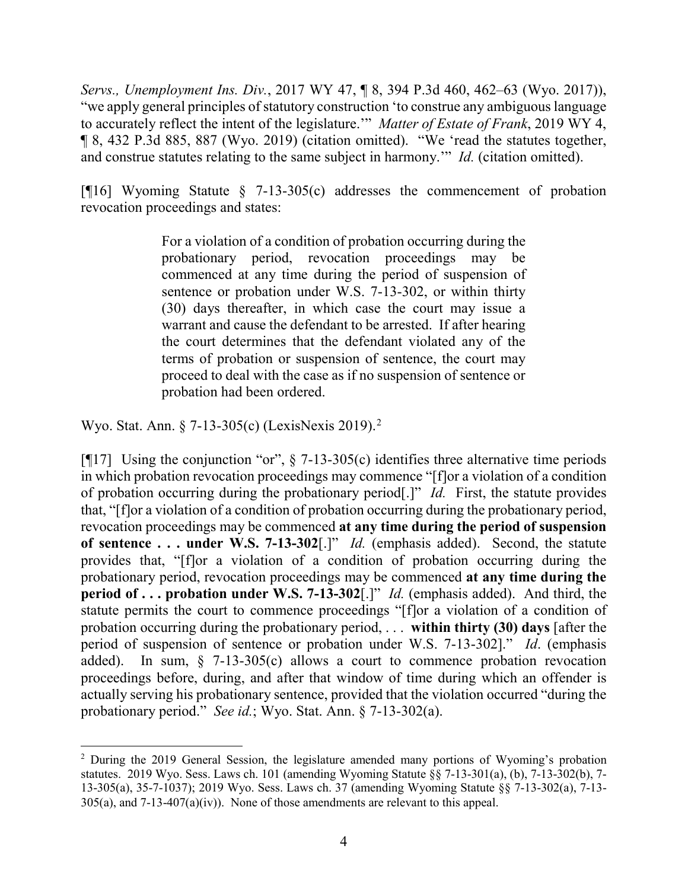*Servs., Unemployment Ins. Div.*, 2017 WY 47, ¶ 8, 394 P.3d 460, 462–63 (Wyo. 2017)), "we apply general principles of statutory construction 'to construe any ambiguous language to accurately reflect the intent of the legislature.'" *Matter of Estate of Frank*, 2019 WY 4, ¶ 8, 432 P.3d 885, 887 (Wyo. 2019) (citation omitted). "We 'read the statutes together, and construe statutes relating to the same subject in harmony.'" *Id.* (citation omitted).

[¶16] Wyoming Statute § 7-13-305(c) addresses the commencement of probation revocation proceedings and states:

> For a violation of a condition of probation occurring during the probationary period, revocation proceedings may be commenced at any time during the period of suspension of sentence or probation under W.S. 7-13-302, or within thirty (30) days thereafter, in which case the court may issue a warrant and cause the defendant to be arrested. If after hearing the court determines that the defendant violated any of the terms of probation or suspension of sentence, the court may proceed to deal with the case as if no suspension of sentence or probation had been ordered.

Wyo. Stat. Ann. § 7-13-305(c) (LexisNexis 2019).[2]

[¶17] Using the conjunction "or", § 7-13-305(c) identifies three alternative time periods in which probation revocation proceedings may commence "[f]or a violation of a condition of probation occurring during the probationary period[.]" *Id.* First, the statute provides that, "[f]or a violation of a condition of probation occurring during the probationary period, revocation proceedings may be commenced **at any time during the period of suspension of sentence . . . under W.S. 7-13-302**[.]" *Id.* (emphasis added). Second, the statute provides that, "[f]or a violation of a condition of probation occurring during the probationary period, revocation proceedings may be commenced **at any time during the period of . . . probation under W.S. 7-13-302**[.]" *Id.* (emphasis added). And third, the statute permits the court to commence proceedings "[f]or a violation of a condition of probation occurring during the probationary period, . . . **within thirty (30) days** [after the period of suspension of sentence or probation under W.S. 7-13-302]." *Id*. (emphasis added). In sum, § 7-13-305(c) allows a court to commence probation revocation proceedings before, during, and after that window of time during which an offender is actually serving his probationary sentence, provided that the violation occurred "during the probationary period." *See id.*; Wyo. Stat. Ann. § 7-13-302(a).

---

[2] During the 2019 General Session, the legislature amended many portions of Wyoming's probation statutes. 2019 Wyo. Sess. Laws ch. 101 (amending Wyoming Statute §§ 7-13-301(a), (b), 7-13-302(b), 7-13-305(a), 35-7-1037); 2019 Wyo. Sess. Laws ch. 37 (amending Wyoming Statute §§ 7-13-302(a), 7-13-305(a), and 7-13-407(a)(iv)). None of those amendments are relevant to this appeal.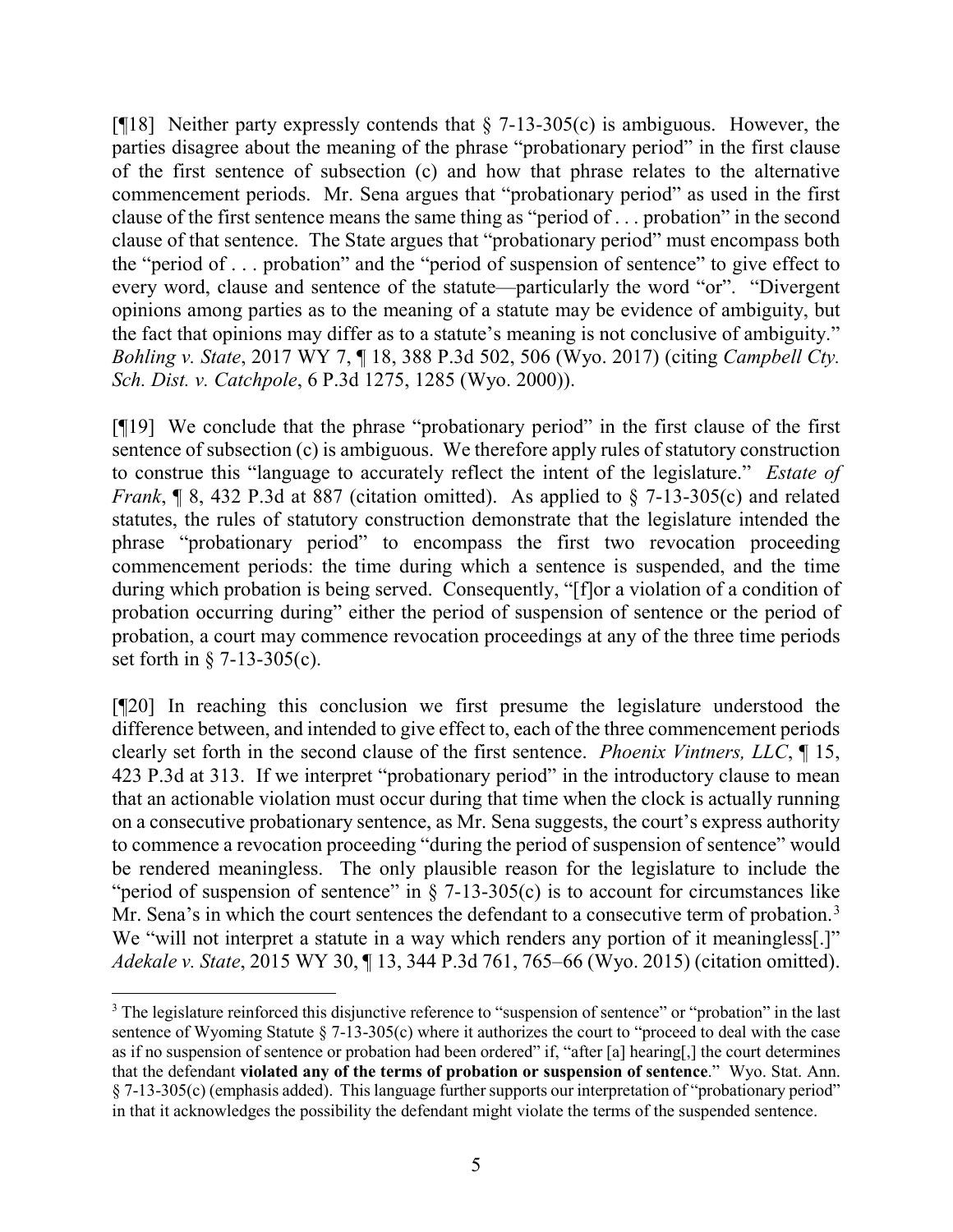[¶18] Neither party expressly contends that § 7-13-305(c) is ambiguous. However, the parties disagree about the meaning of the phrase "probationary period" in the first clause of the first sentence of subsection (c) and how that phrase relates to the alternative commencement periods. Mr. Sena argues that "probationary period" as used in the first clause of the first sentence means the same thing as "period of . . . probation" in the second clause of that sentence. The State argues that "probationary period" must encompass both the "period of . . . probation" and the "period of suspension of sentence" to give effect to every word, clause and sentence of the statute—particularly the word "or". "Divergent opinions among parties as to the meaning of a statute may be evidence of ambiguity, but the fact that opinions may differ as to a statute's meaning is not conclusive of ambiguity." *Bohling v. State*, 2017 WY 7, ¶ 18, 388 P.3d 502, 506 (Wyo. 2017) (citing *Campbell Cty. Sch. Dist. v. Catchpole*, 6 P.3d 1275, 1285 (Wyo. 2000)).

[¶19] We conclude that the phrase "probationary period" in the first clause of the first sentence of subsection (c) is ambiguous. We therefore apply rules of statutory construction to construe this "language to accurately reflect the intent of the legislature." *Estate of Frank*, ¶ 8, 432 P.3d at 887 (citation omitted). As applied to § 7-13-305(c) and related statutes, the rules of statutory construction demonstrate that the legislature intended the phrase "probationary period" to encompass the first two revocation proceeding commencement periods: the time during which a sentence is suspended, and the time during which probation is being served. Consequently, "[f]or a violation of a condition of probation occurring during" either the period of suspension of sentence or the period of probation, a court may commence revocation proceedings at any of the three time periods set forth in § 7-13-305(c).

[¶20] In reaching this conclusion we first presume the legislature understood the difference between, and intended to give effect to, each of the three commencement periods clearly set forth in the second clause of the first sentence. *Phoenix Vintners, LLC*, ¶ 15, 423 P.3d at 313. If we interpret "probationary period" in the introductory clause to mean that an actionable violation must occur during that time when the clock is actually running on a consecutive probationary sentence, as Mr. Sena suggests, the court's express authority to commence a revocation proceeding "during the period of suspension of sentence" would be rendered meaningless. The only plausible reason for the legislature to include the "period of suspension of sentence" in § 7-13-305(c) is to account for circumstances like Mr. Sena's in which the court sentences the defendant to a consecutive term of probation.[3] We "will not interpret a statute in a way which renders any portion of it meaningless[.]" *Adekale v. State*, 2015 WY 30, ¶ 13, 344 P.3d 761, 765–66 (Wyo. 2015) (citation omitted).

[3] The legislature reinforced this disjunctive reference to "suspension of sentence" or "probation" in the last sentence of Wyoming Statute § 7-13-305(c) where it authorizes the court to "proceed to deal with the case as if no suspension of sentence or probation had been ordered" if, "after [a] hearing[,] the court determines that the defendant **violated any of the terms of probation or suspension of sentence**." Wyo. Stat. Ann. § 7-13-305(c) (emphasis added). This language further supports our interpretation of "probationary period" in that it acknowledges the possibility the defendant might violate the terms of the suspended sentence.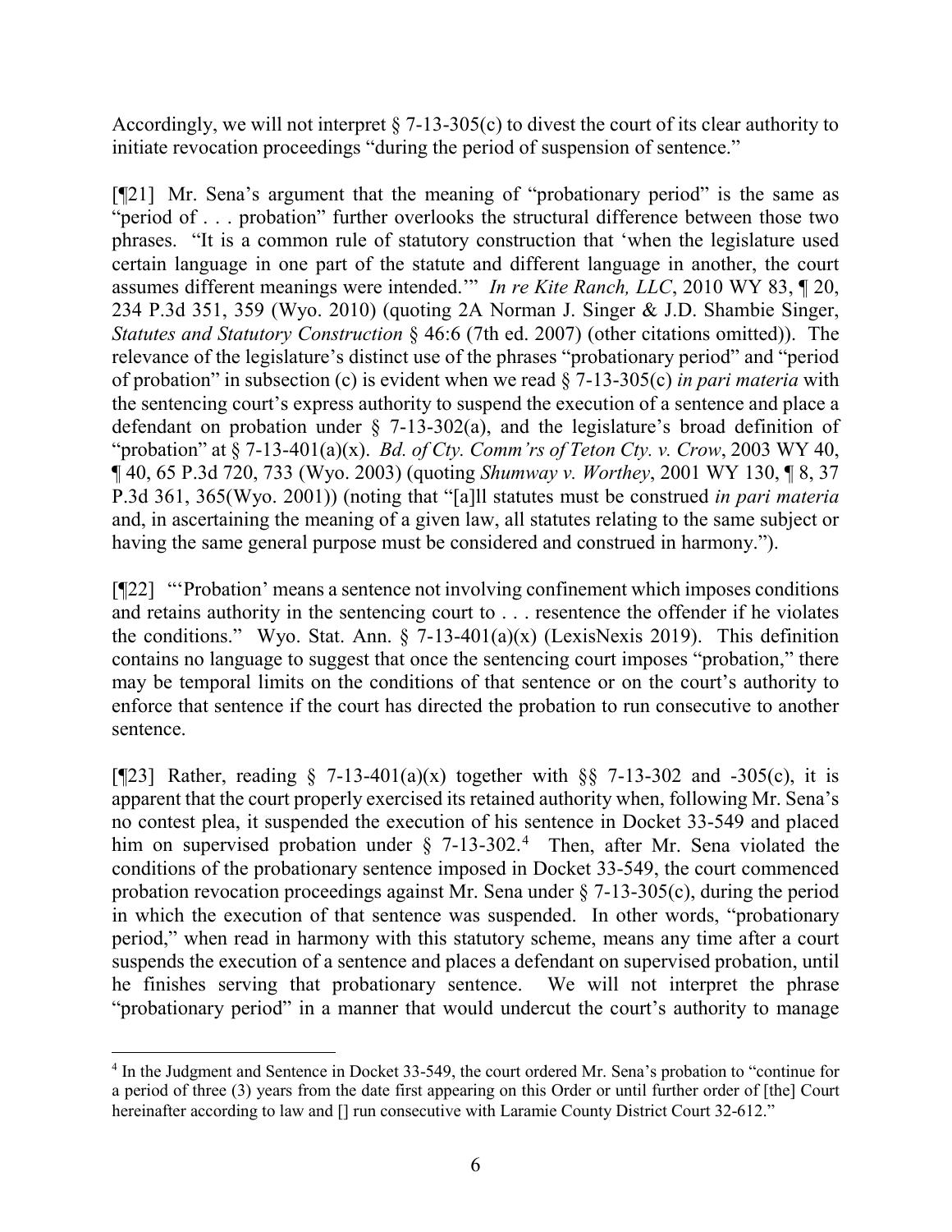Accordingly, we will not interpret § 7-13-305(c) to divest the court of its clear authority to initiate revocation proceedings "during the period of suspension of sentence."

[¶21] Mr. Sena's argument that the meaning of "probationary period" is the same as "period of . . . probation" further overlooks the structural difference between those two phrases. "It is a common rule of statutory construction that 'when the legislature used certain language in one part of the statute and different language in another, the court assumes different meanings were intended.'" *In re Kite Ranch, LLC*, 2010 WY 83, ¶ 20, 234 P.3d 351, 359 (Wyo. 2010) (quoting 2A Norman J. Singer & J.D. Shambie Singer, *Statutes and Statutory Construction* § 46:6 (7th ed. 2007) (other citations omitted)). The relevance of the legislature's distinct use of the phrases "probationary period" and "period of probation" in subsection (c) is evident when we read § 7-13-305(c) *in pari materia* with the sentencing court's express authority to suspend the execution of a sentence and place a defendant on probation under § 7-13-302(a), and the legislature's broad definition of "probation" at § 7-13-401(a)(x). *Bd. of Cty. Comm'rs of Teton Cty. v. Crow*, 2003 WY 40, ¶ 40, 65 P.3d 720, 733 (Wyo. 2003) (quoting *Shumway v. Worthey*, 2001 WY 130, ¶ 8, 37 P.3d 361, 365(Wyo. 2001)) (noting that "[a]ll statutes must be construed *in pari materia* and, in ascertaining the meaning of a given law, all statutes relating to the same subject or having the same general purpose must be considered and construed in harmony.").

[¶22] "'Probation' means a sentence not involving confinement which imposes conditions and retains authority in the sentencing court to . . . resentence the offender if he violates the conditions." Wyo. Stat. Ann. § 7-13-401(a)(x) (LexisNexis 2019). This definition contains no language to suggest that once the sentencing court imposes "probation," there may be temporal limits on the conditions of that sentence or on the court's authority to enforce that sentence if the court has directed the probation to run consecutive to another sentence.

[¶23] Rather, reading § 7-13-401(a)(x) together with §§ 7-13-302 and -305(c), it is apparent that the court properly exercised its retained authority when, following Mr. Sena's no contest plea, it suspended the execution of his sentence in Docket 33-549 and placed him on supervised probation under § 7-13-302.[4] Then, after Mr. Sena violated the conditions of the probationary sentence imposed in Docket 33-549, the court commenced probation revocation proceedings against Mr. Sena under § 7-13-305(c), during the period in which the execution of that sentence was suspended. In other words, "probationary period," when read in harmony with this statutory scheme, means any time after a court suspends the execution of a sentence and places a defendant on supervised probation, until he finishes serving that probationary sentence. We will not interpret the phrase "probationary period" in a manner that would undercut the court's authority to manage

---

[4] In the Judgment and Sentence in Docket 33-549, the court ordered Mr. Sena's probation to "continue for a period of three (3) years from the date first appearing on this Order or until further order of [the] Court hereinafter according to law and [] run consecutive with Laramie County District Court 32-612."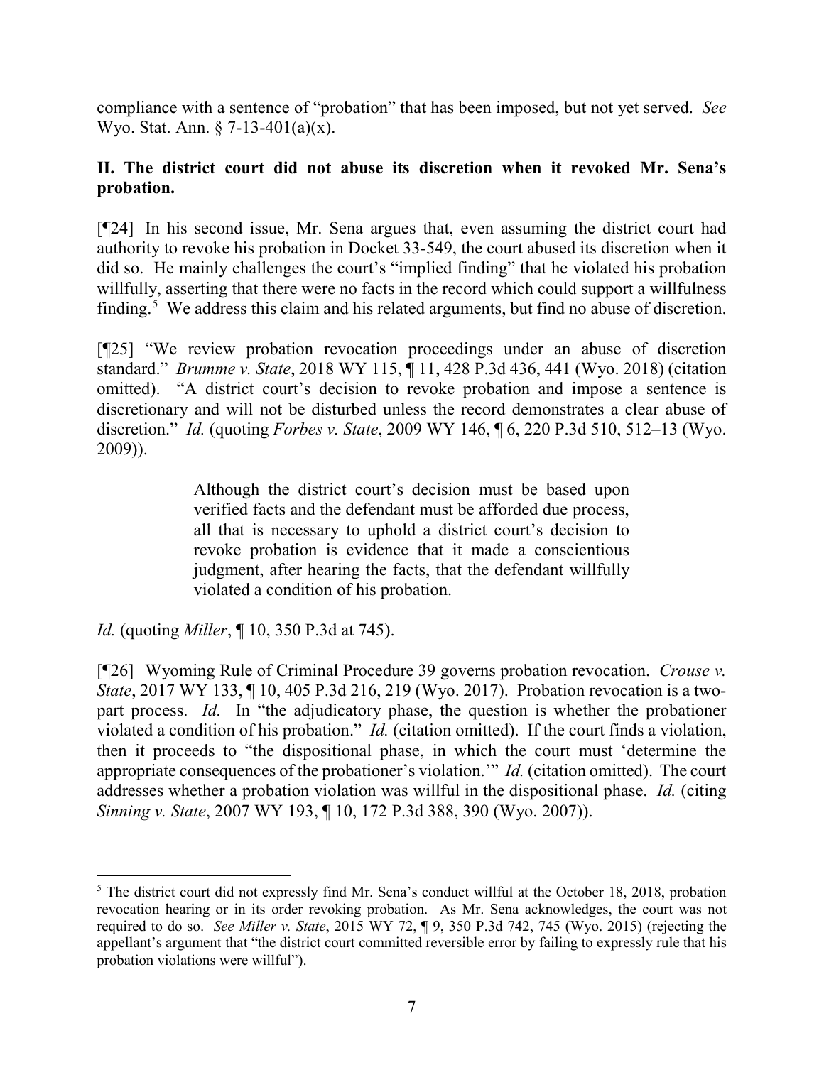compliance with a sentence of "probation" that has been imposed, but not yet served. *See* Wyo. Stat. Ann. § 7-13-401(a)(x).

**II. The district court did not abuse its discretion when it revoked Mr. Sena's probation.**

[¶24] In his second issue, Mr. Sena argues that, even assuming the district court had authority to revoke his probation in Docket 33-549, the court abused its discretion when it did so. He mainly challenges the court's "implied finding" that he violated his probation willfully, asserting that there were no facts in the record which could support a willfulness finding.[5] We address this claim and his related arguments, but find no abuse of discretion.

[¶25] "We review probation revocation proceedings under an abuse of discretion standard." *Brumme v. State*, 2018 WY 115, ¶ 11, 428 P.3d 436, 441 (Wyo. 2018) (citation omitted). "A district court's decision to revoke probation and impose a sentence is discretionary and will not be disturbed unless the record demonstrates a clear abuse of discretion." *Id.* (quoting *Forbes v. State*, 2009 WY 146, ¶ 6, 220 P.3d 510, 512–13 (Wyo. 2009)).

> Although the district court's decision must be based upon verified facts and the defendant must be afforded due process, all that is necessary to uphold a district court's decision to revoke probation is evidence that it made a conscientious judgment, after hearing the facts, that the defendant willfully violated a condition of his probation.

*Id.* (quoting *Miller*, ¶ 10, 350 P.3d at 745).

[¶26] Wyoming Rule of Criminal Procedure 39 governs probation revocation. *Crouse v. State*, 2017 WY 133, ¶ 10, 405 P.3d 216, 219 (Wyo. 2017). Probation revocation is a two-part process. *Id.* In "the adjudicatory phase, the question is whether the probationer violated a condition of his probation." *Id.* (citation omitted). If the court finds a violation, then it proceeds to "the dispositional phase, in which the court must 'determine the appropriate consequences of the probationer's violation.'" *Id.* (citation omitted). The court addresses whether a probation violation was willful in the dispositional phase. *Id.* (citing *Sinning v. State*, 2007 WY 193, ¶ 10, 172 P.3d 388, 390 (Wyo. 2007)).

---

[5] The district court did not expressly find Mr. Sena's conduct willful at the October 18, 2018, probation revocation hearing or in its order revoking probation. As Mr. Sena acknowledges, the court was not required to do so. *See Miller v. State*, 2015 WY 72, ¶ 9, 350 P.3d 742, 745 (Wyo. 2015) (rejecting the appellant's argument that "the district court committed reversible error by failing to expressly rule that his probation violations were willful").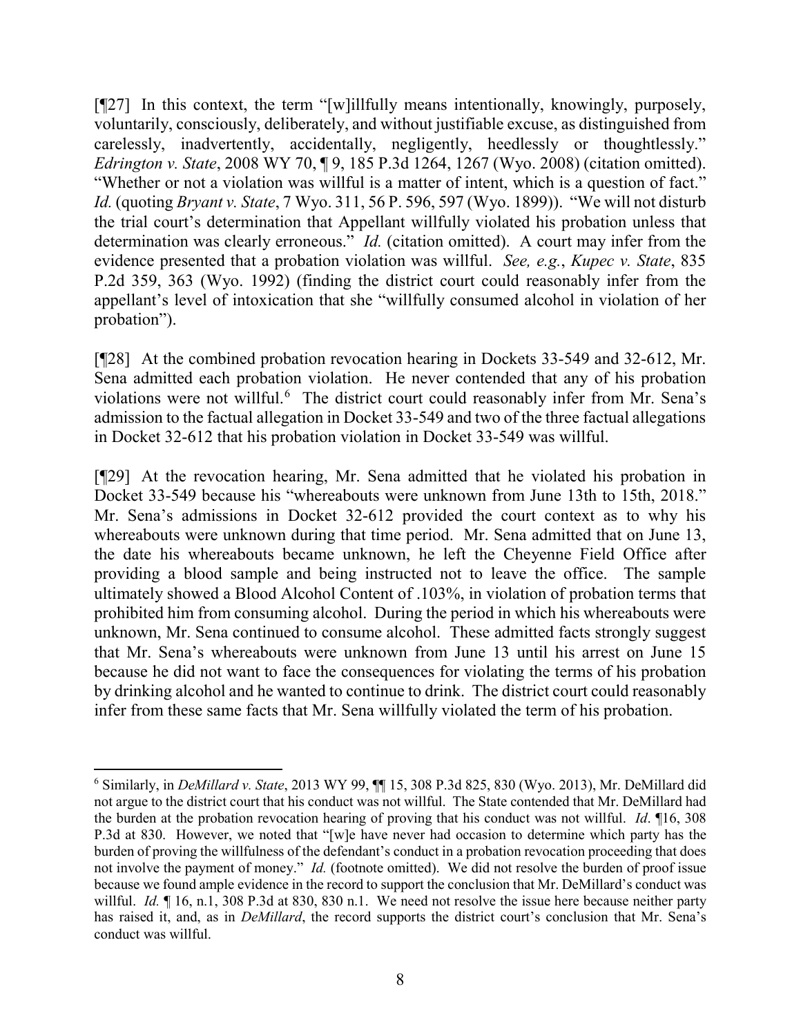[¶27] In this context, the term "[w]illfully means intentionally, knowingly, purposely, voluntarily, consciously, deliberately, and without justifiable excuse, as distinguished from carelessly, inadvertently, accidentally, negligently, heedlessly or thoughtlessly." *Edrington v. State*, 2008 WY 70, ¶ 9, 185 P.3d 1264, 1267 (Wyo. 2008) (citation omitted). "Whether or not a violation was willful is a matter of intent, which is a question of fact." *Id.* (quoting *Bryant v. State*, 7 Wyo. 311, 56 P. 596, 597 (Wyo. 1899)). "We will not disturb the trial court's determination that Appellant willfully violated his probation unless that determination was clearly erroneous." *Id.* (citation omitted). A court may infer from the evidence presented that a probation violation was willful. *See, e.g.*, *Kupec v. State*, 835 P.2d 359, 363 (Wyo. 1992) (finding the district court could reasonably infer from the appellant's level of intoxication that she "willfully consumed alcohol in violation of her probation").

[¶28] At the combined probation revocation hearing in Dockets 33-549 and 32-612, Mr. Sena admitted each probation violation. He never contended that any of his probation violations were not willful.[6] The district court could reasonably infer from Mr. Sena's admission to the factual allegation in Docket 33-549 and two of the three factual allegations in Docket 32-612 that his probation violation in Docket 33-549 was willful.

[¶29] At the revocation hearing, Mr. Sena admitted that he violated his probation in Docket 33-549 because his "whereabouts were unknown from June 13th to 15th, 2018." Mr. Sena's admissions in Docket 32-612 provided the court context as to why his whereabouts were unknown during that time period. Mr. Sena admitted that on June 13, the date his whereabouts became unknown, he left the Cheyenne Field Office after providing a blood sample and being instructed not to leave the office. The sample ultimately showed a Blood Alcohol Content of .103%, in violation of probation terms that prohibited him from consuming alcohol. During the period in which his whereabouts were unknown, Mr. Sena continued to consume alcohol. These admitted facts strongly suggest that Mr. Sena's whereabouts were unknown from June 13 until his arrest on June 15 because he did not want to face the consequences for violating the terms of his probation by drinking alcohol and he wanted to continue to drink. The district court could reasonably infer from these same facts that Mr. Sena willfully violated the term of his probation.

---

[6] Similarly, in *DeMillard v. State*, 2013 WY 99, ¶¶ 15, 308 P.3d 825, 830 (Wyo. 2013), Mr. DeMillard did not argue to the district court that his conduct was not willful. The State contended that Mr. DeMillard had the burden at the probation revocation hearing of proving that his conduct was not willful. *Id*. ¶16, 308 P.3d at 830. However, we noted that "[w]e have never had occasion to determine which party has the burden of proving the willfulness of the defendant's conduct in a probation revocation proceeding that does not involve the payment of money." *Id.* (footnote omitted). We did not resolve the burden of proof issue because we found ample evidence in the record to support the conclusion that Mr. DeMillard's conduct was willful. *Id.* ¶ 16, n.1, 308 P.3d at 830, 830 n.1. We need not resolve the issue here because neither party has raised it, and, as in *DeMillard*, the record supports the district court's conclusion that Mr. Sena's conduct was willful.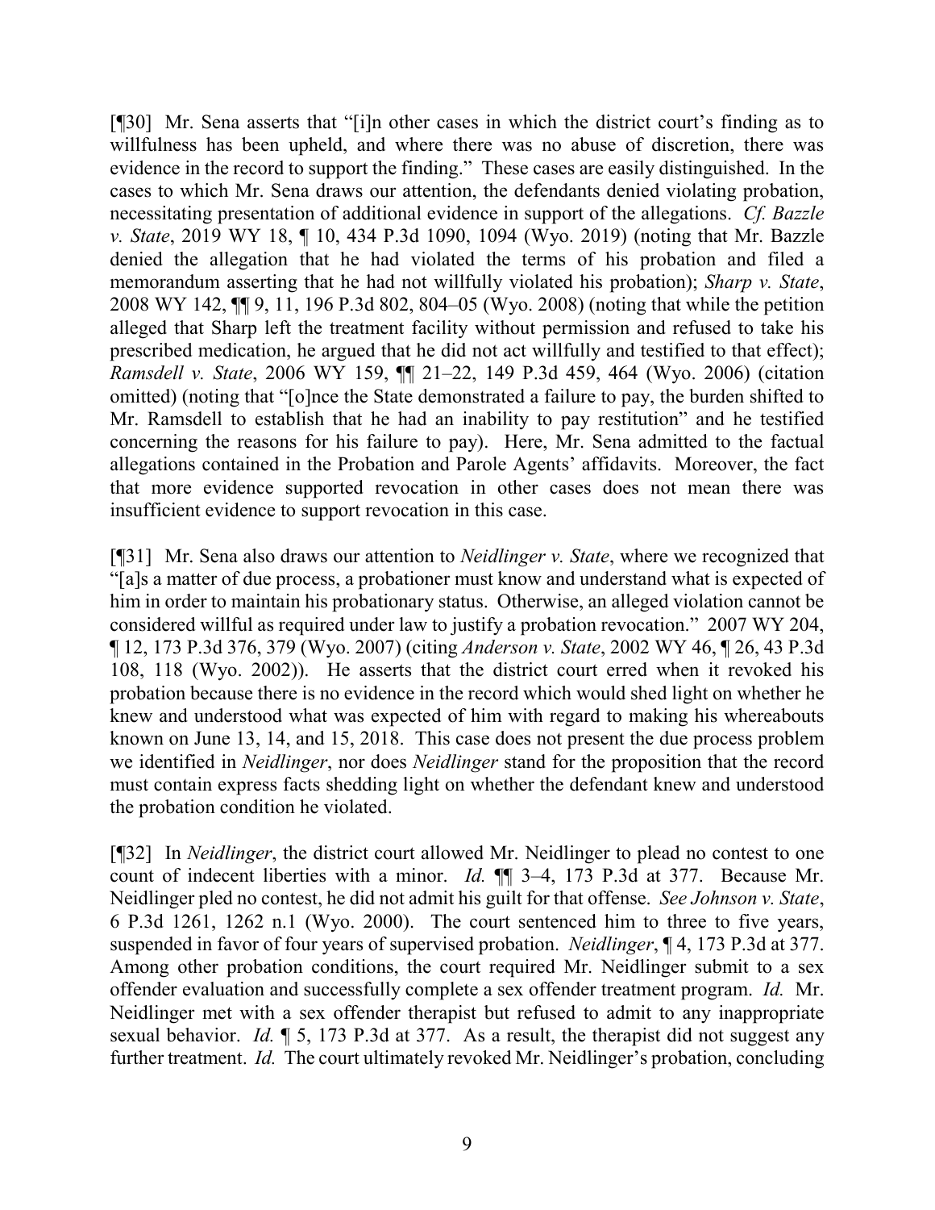[¶30] Mr. Sena asserts that "[i]n other cases in which the district court's finding as to willfulness has been upheld, and where there was no abuse of discretion, there was evidence in the record to support the finding." These cases are easily distinguished. In the cases to which Mr. Sena draws our attention, the defendants denied violating probation, necessitating presentation of additional evidence in support of the allegations. *Cf. Bazzle v. State*, 2019 WY 18, ¶ 10, 434 P.3d 1090, 1094 (Wyo. 2019) (noting that Mr. Bazzle denied the allegation that he had violated the terms of his probation and filed a memorandum asserting that he had not willfully violated his probation); *Sharp v. State*, 2008 WY 142, ¶¶ 9, 11, 196 P.3d 802, 804–05 (Wyo. 2008) (noting that while the petition alleged that Sharp left the treatment facility without permission and refused to take his prescribed medication, he argued that he did not act willfully and testified to that effect); *Ramsdell v. State*, 2006 WY 159, ¶¶ 21–22, 149 P.3d 459, 464 (Wyo. 2006) (citation omitted) (noting that "[o]nce the State demonstrated a failure to pay, the burden shifted to Mr. Ramsdell to establish that he had an inability to pay restitution" and he testified concerning the reasons for his failure to pay). Here, Mr. Sena admitted to the factual allegations contained in the Probation and Parole Agents' affidavits. Moreover, the fact that more evidence supported revocation in other cases does not mean there was insufficient evidence to support revocation in this case.

[¶31] Mr. Sena also draws our attention to *Neidlinger v. State*, where we recognized that "[a]s a matter of due process, a probationer must know and understand what is expected of him in order to maintain his probationary status. Otherwise, an alleged violation cannot be considered willful as required under law to justify a probation revocation." 2007 WY 204, ¶ 12, 173 P.3d 376, 379 (Wyo. 2007) (citing *Anderson v. State*, 2002 WY 46, ¶ 26, 43 P.3d 108, 118 (Wyo. 2002)). He asserts that the district court erred when it revoked his probation because there is no evidence in the record which would shed light on whether he knew and understood what was expected of him with regard to making his whereabouts known on June 13, 14, and 15, 2018. This case does not present the due process problem we identified in *Neidlinger*, nor does *Neidlinger* stand for the proposition that the record must contain express facts shedding light on whether the defendant knew and understood the probation condition he violated.

[¶32] In *Neidlinger*, the district court allowed Mr. Neidlinger to plead no contest to one count of indecent liberties with a minor. *Id.* ¶¶ 3–4, 173 P.3d at 377. Because Mr. Neidlinger pled no contest, he did not admit his guilt for that offense. *See Johnson v. State*, 6 P.3d 1261, 1262 n.1 (Wyo. 2000). The court sentenced him to three to five years, suspended in favor of four years of supervised probation. *Neidlinger*, ¶ 4, 173 P.3d at 377. Among other probation conditions, the court required Mr. Neidlinger submit to a sex offender evaluation and successfully complete a sex offender treatment program. *Id.* Mr. Neidlinger met with a sex offender therapist but refused to admit to any inappropriate sexual behavior. *Id.* ¶ 5, 173 P.3d at 377. As a result, the therapist did not suggest any further treatment. *Id.* The court ultimately revoked Mr. Neidlinger's probation, concluding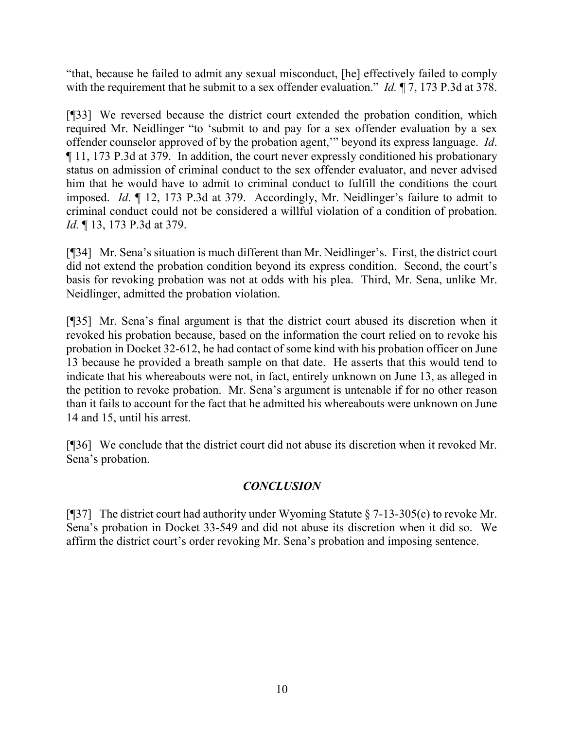"that, because he failed to admit any sexual misconduct, [he] effectively failed to comply with the requirement that he submit to a sex offender evaluation." *Id.* ¶ 7, 173 P.3d at 378.

[¶33] We reversed because the district court extended the probation condition, which required Mr. Neidlinger "to 'submit to and pay for a sex offender evaluation by a sex offender counselor approved of by the probation agent,'" beyond its express language. *Id*. ¶ 11, 173 P.3d at 379. In addition, the court never expressly conditioned his probationary status on admission of criminal conduct to the sex offender evaluator, and never advised him that he would have to admit to criminal conduct to fulfill the conditions the court imposed. *Id*. ¶ 12, 173 P.3d at 379. Accordingly, Mr. Neidlinger's failure to admit to criminal conduct could not be considered a willful violation of a condition of probation. *Id.* ¶ 13, 173 P.3d at 379.

[¶34] Mr. Sena's situation is much different than Mr. Neidlinger's. First, the district court did not extend the probation condition beyond its express condition. Second, the court's basis for revoking probation was not at odds with his plea. Third, Mr. Sena, unlike Mr. Neidlinger, admitted the probation violation.

[¶35] Mr. Sena's final argument is that the district court abused its discretion when it revoked his probation because, based on the information the court relied on to revoke his probation in Docket 32-612, he had contact of some kind with his probation officer on June 13 because he provided a breath sample on that date. He asserts that this would tend to indicate that his whereabouts were not, in fact, entirely unknown on June 13, as alleged in the petition to revoke probation. Mr. Sena's argument is untenable if for no other reason than it fails to account for the fact that he admitted his whereabouts were unknown on June 14 and 15, until his arrest.

[¶36] We conclude that the district court did not abuse its discretion when it revoked Mr. Sena's probation.

## *CONCLUSION*

[¶37] The district court had authority under Wyoming Statute § 7-13-305(c) to revoke Mr. Sena's probation in Docket 33-549 and did not abuse its discretion when it did so. We affirm the district court's order revoking Mr. Sena's probation and imposing sentence.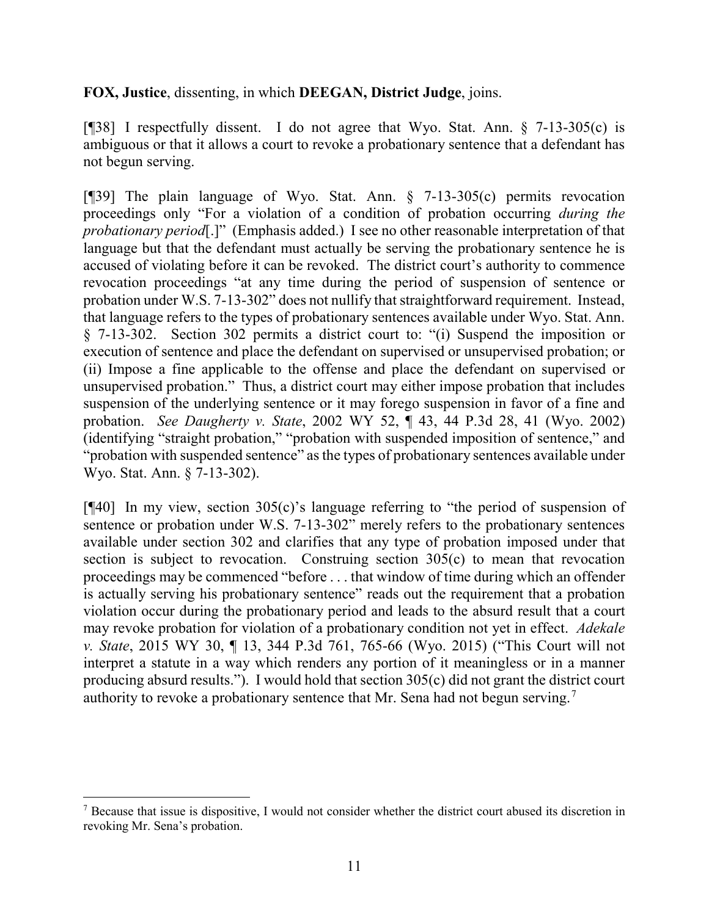**FOX, Justice**, dissenting, in which **DEEGAN, District Judge**, joins.

[¶38] I respectfully dissent. I do not agree that Wyo. Stat. Ann. § 7-13-305(c) is ambiguous or that it allows a court to revoke a probationary sentence that a defendant has not begun serving.

[¶39] The plain language of Wyo. Stat. Ann. § 7-13-305(c) permits revocation proceedings only "For a violation of a condition of probation occurring *during the probationary period*[.]" (Emphasis added.) I see no other reasonable interpretation of that language but that the defendant must actually be serving the probationary sentence he is accused of violating before it can be revoked. The district court's authority to commence revocation proceedings "at any time during the period of suspension of sentence or probation under W.S. 7-13-302" does not nullify that straightforward requirement. Instead, that language refers to the types of probationary sentences available under Wyo. Stat. Ann. § 7-13-302. Section 302 permits a district court to: "(i) Suspend the imposition or execution of sentence and place the defendant on supervised or unsupervised probation; or (ii) Impose a fine applicable to the offense and place the defendant on supervised or unsupervised probation." Thus, a district court may either impose probation that includes suspension of the underlying sentence or it may forego suspension in favor of a fine and probation. *See Daugherty v. State*, 2002 WY 52, ¶ 43, 44 P.3d 28, 41 (Wyo. 2002) (identifying "straight probation," "probation with suspended imposition of sentence," and "probation with suspended sentence" as the types of probationary sentences available under Wyo. Stat. Ann. § 7-13-302).

[¶40] In my view, section 305(c)'s language referring to "the period of suspension of sentence or probation under W.S. 7-13-302" merely refers to the probationary sentences available under section 302 and clarifies that any type of probation imposed under that section is subject to revocation. Construing section 305(c) to mean that revocation proceedings may be commenced "before . . . that window of time during which an offender is actually serving his probationary sentence" reads out the requirement that a probation violation occur during the probationary period and leads to the absurd result that a court may revoke probation for violation of a probationary condition not yet in effect. *Adekale v. State*, 2015 WY 30, ¶ 13, 344 P.3d 761, 765-66 (Wyo. 2015) ("This Court will not interpret a statute in a way which renders any portion of it meaningless or in a manner producing absurd results."). I would hold that section 305(c) did not grant the district court authority to revoke a probationary sentence that Mr. Sena had not begun serving.[7]

[7] Because that issue is dispositive, I would not consider whether the district court abused its discretion in revoking Mr. Sena's probation.